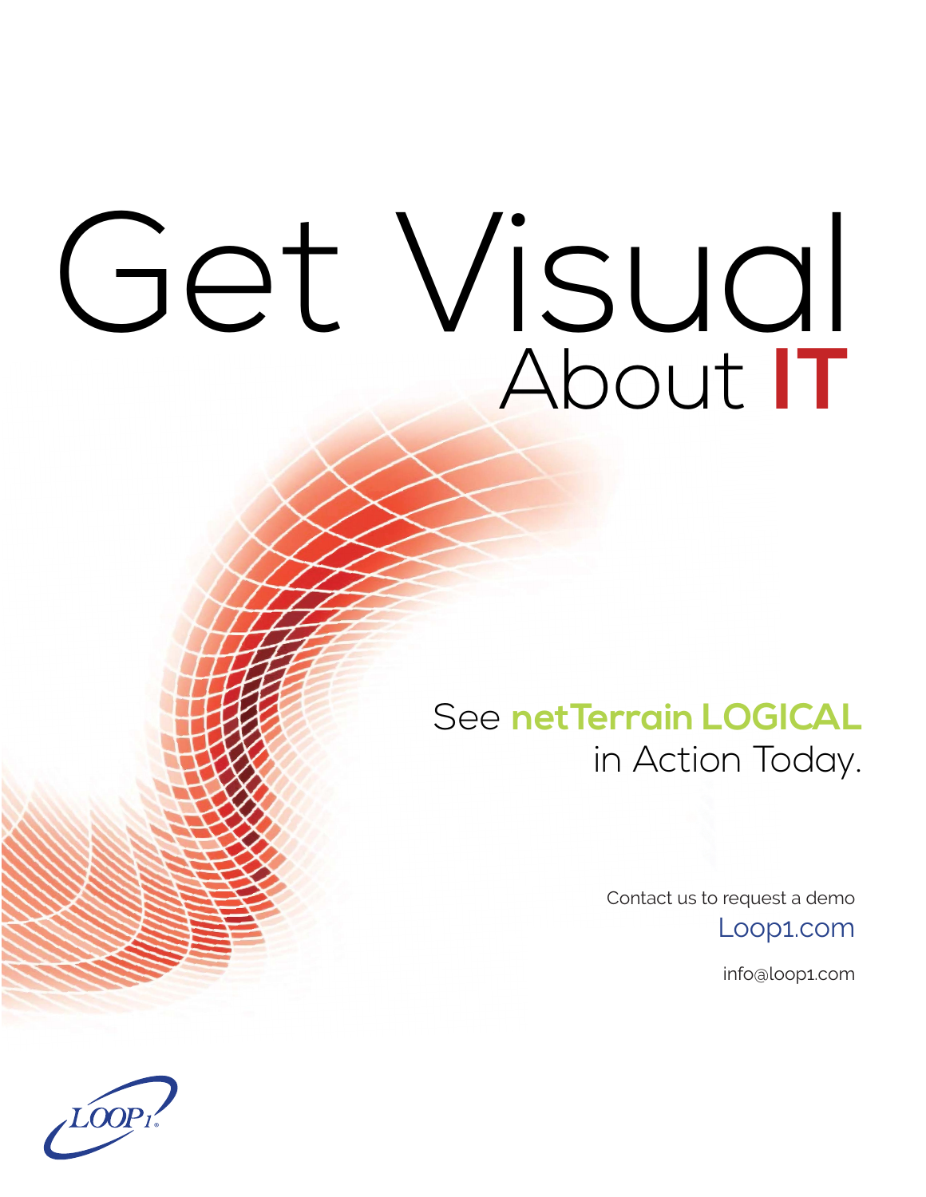# Get Visual About IT

See **netTerrain LOGICAL** in Action Today.

Contact us to request a demo

Loop1.com

info@loop1.com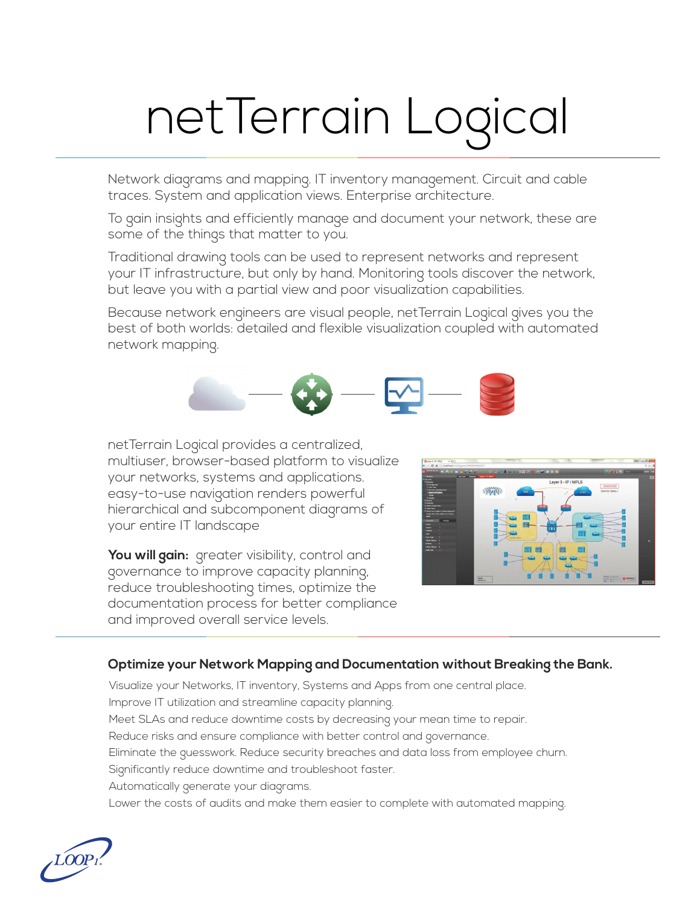# netTerrain Logical

Network diagrams and mapping. IT inventory management. Circuit and cable traces. System and application views. Enterprise architecture.

To gain insights and efficiently manage and document your network, these are some of the things that matter to you.

Traditional drawing tools can be used to represent networks and represent your IT infrastructure, but only by hand. Monitoring tools discover the network, but leave you with a partial view and poor visualization capabilities.

Because network engineers are visual people, netTerrain Logical gives you the best of both worlds: detailed and flexible visualization coupled with automated network mapping.

netTerrain Logical provides a centralized, multiuser, browser-based platform to visualize your networks, systems and applications. easy-to-use navigation renders powerful hierarchical and subcomponent diagrams of your entire IT landscape

**You will gain:** greater visibility, control and governance to improve capacity planning, reduce troubleshooting times, optimize the documentation process for better compliance and improved overall service levels.

### Optimize your Network Mapping and Documentation without Breaking the Bank.

Visualize your Networks, IT inventory, Systems and Apps from one central place.

Improve IT utilization and streamline capacity planning.

Meet SLAs and reduce downtime costs by decreasing your mean time to repair.

Reduce risks and ensure compliance with better control and governance.

Eliminate the guesswork. Reduce security breaches and data loss from employee churn.

Significantly reduce downtime and troubleshoot faster.

Automatically generate your diagrams.

Lower the costs of audits and make them easier to complete with automated mapping.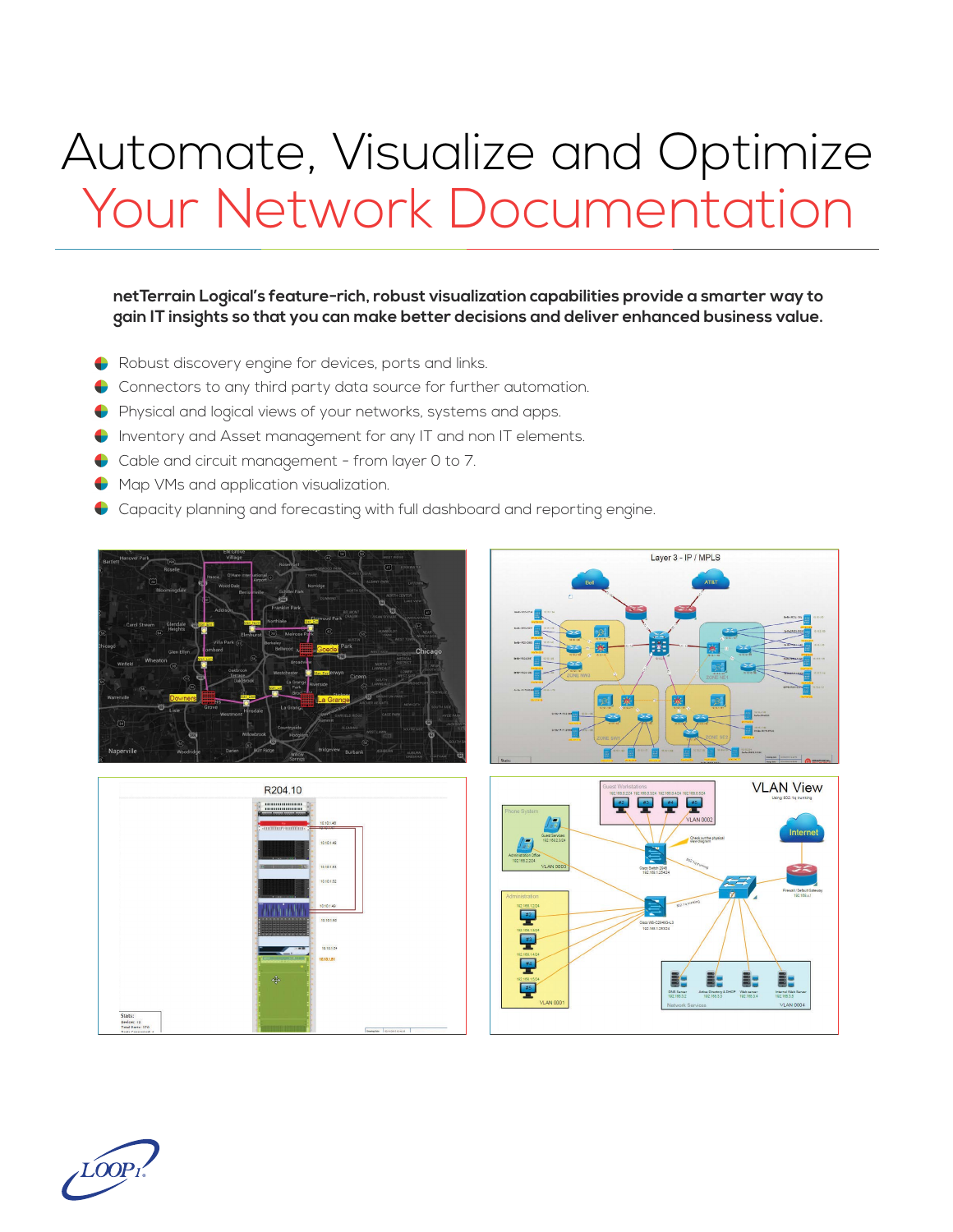# Automate, Visualize and Optimize
# Your Network Documentation

**netTerrain Logical's feature-rich, robust visualization capabilities provide a smarter way to gain IT insights so that you can make better decisions and deliver enhanced business value.**

- Robust discovery engine for devices, ports and links.
- Connectors to any third party data source for further automation.
- Physical and logical views of your networks, systems and apps.
- Inventory and Asset management for any IT and non IT elements.
- Cable and circuit management - from layer 0 to 7.
- Map VMs and application visualization.
- Capacity planning and forecasting with full dashboard and reporting engine.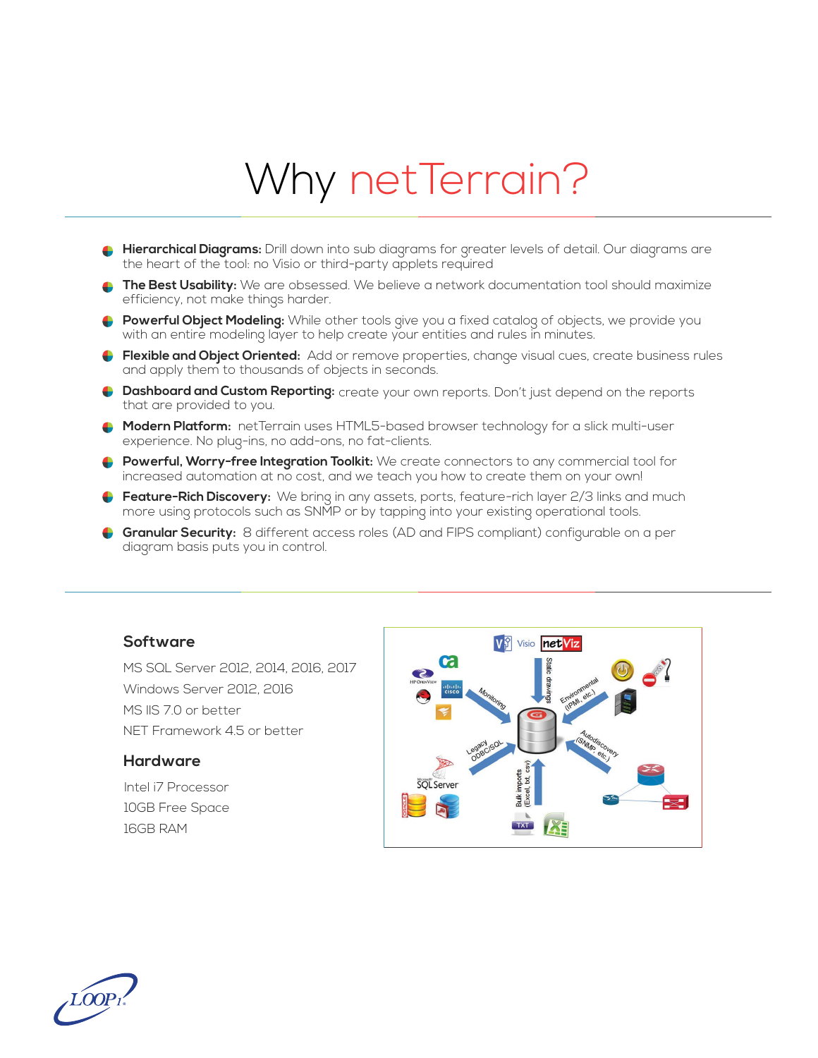# Why netTerrain?

- **Hierarchical Diagrams:** Drill down into sub diagrams for greater levels of detail. Our diagrams are the heart of the tool: no Visio or third-party applets required
- **The Best Usability:** We are obsessed. We believe a network documentation tool should maximize efficiency, not make things harder.
- **Powerful Object Modeling:** While other tools give you a fixed catalog of objects, we provide you with an entire modeling layer to help create your entities and rules in minutes.
- **Flexible and Object Oriented:** Add or remove properties, change visual cues, create business rules and apply them to thousands of objects in seconds.
- **Dashboard and Custom Reporting:** create your own reports. Don't just depend on the reports that are provided to you.
- **Modern Platform:** netTerrain uses HTML5-based browser technology for a slick multi-user experience. No plug-ins, no add-ons, no fat-clients.
- **Powerful, Worry-free Integration Toolkit:** We create connectors to any commercial tool for increased automation at no cost, and we teach you how to create them on your own!
- **Feature-Rich Discovery:** We bring in any assets, ports, feature-rich layer 2/3 links and much more using protocols such as SNMP or by tapping into your existing operational tools.
- **Granular Security:** 8 different access roles (AD and FIPS compliant) configurable on a per diagram basis puts you in control.

## Software

MS SQL Server 2012, 2014, 2016, 2017

Windows Server 2012, 2016

MS IIS 7.0 or better

NET Framework 4.5 or better

## Hardware

Intel i7 Processor

10GB Free Space

16GB RAM

Visio
netViz
Static drawings
Monitoring
Environmental (IPMI, etc.)
Legacy ODBC/SQL
Autodiscovery (SNMP, etc.)
Bulk imports (Excel, txt, csv)
SQL Server